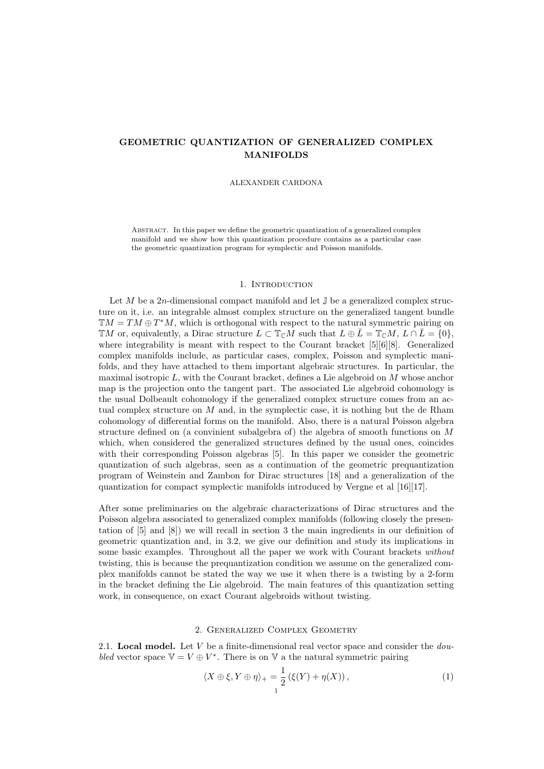# GEOMETRIC QUANTIZATION OF GENERALIZED COMPLEX MANIFOLDS

ALEXANDER CARDONA

Abstract. In this paper we define the geometric quantization of a generalized complex manifold and we show how this quantization procedure contains as a particular case the geometric quantization program for symplectic and Poisson manifolds.

## 1. Introduction

Let $M$ be a $2n$-dimensional compact manifold and let $\mathbb{J}$ be a generalized complex structure on it, i.e. an integrable almost complex structure on the generalized tangent bundle $\mathbb{T}M = TM \oplus T^*M$, which is orthogonal with respect to the natural symmetric pairing on $\mathbb{T}M$ or, equivalently, a Dirac structure $L \subset \mathbb{T}_{\mathbb{C}}M$ such that $L \oplus \bar{L} = \mathbb{T}_{\mathbb{C}}M$, $L \cap \bar{L} = \{0\}$, where integrability is meant with respect to the Courant bracket [5][6][8]. Generalized complex manifolds include, as particular cases, complex, Poisson and symplectic manifolds, and they have attached to them important algebraic structures. In particular, the maximal isotropic $L$, with the Courant bracket, defines a Lie algebroid on $M$ whose anchor map is the projection onto the tangent part. The associated Lie algebroid cohomology is the usual Dolbeault cohomology if the generalized complex structure comes from an actual complex structure on $M$ and, in the symplectic case, it is nothing but the de Rham cohomology of differential forms on the manifold. Also, there is a natural Poisson algebra structure defined on (a convinient subalgebra of) the algebra of smooth functions on $M$ which, when considered the generalized structures defined by the usual ones, coincides with their corresponding Poisson algebras [5]. In this paper we consider the geometric quantization of such algebras, seen as a continuation of the geometric prequantization program of Weinstein and Zambon for Dirac structures [18] and a generalization of the quantization for compact symplectic manifolds introduced by Vergne et al [16][17].

After some preliminaries on the algebraic characterizations of Dirac structures and the Poisson algebra associated to generalized complex manifolds (following closely the presentation of [5] and [8]) we will recall in section 3 the main ingredients in our definition of geometric quantization and, in 3.2, we give our definition and study its implications in some basic examples. Throughout all the paper we work with Courant brackets *without* twisting, this is because the prequantization condition we assume on the generalized complex manifolds cannot be stated the way we use it when there is a twisting by a 2-form in the bracket defining the Lie algebroid. The main features of this quantization setting work, in consequence, on exact Courant algebroids without twisting.

## 2. Generalized Complex Geometry

2.1. **Local model.** Let $V$ be a finite-dimensional real vector space and consider the *doubled* vector space $\mathbb{V} = V \oplus V^*$. There is on $\mathbb{V}$ a the natural symmetric pairing

$$\langle X \oplus \xi, Y \oplus \eta \rangle_+ = \frac{1}{2} \left( \xi(Y) + \eta(X) \right), \tag{1}$$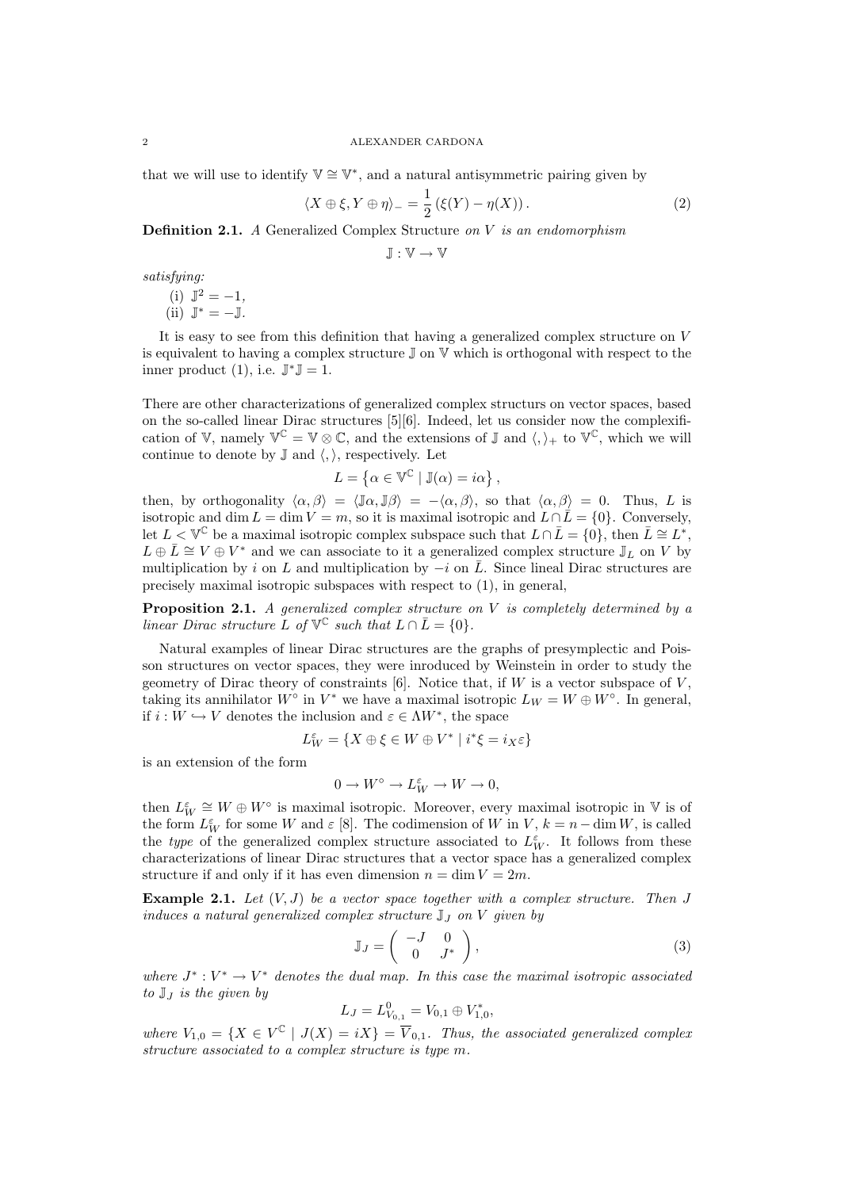that we will use to identify $\mathbb{V} \cong \mathbb{V}^*$, and a natural antisymmetric pairing given by

$$\langle X \oplus \xi, Y \oplus \eta \rangle_- = \frac{1}{2} \left( \xi(Y) - \eta(X) \right). \tag{2}$$

**Definition 2.1.** *A* Generalized Complex Structure *on $V$ is an endomorphism*

$$\mathbb{J} : \mathbb{V} \to \mathbb{V}$$

*satisfying:*

(i) $\mathbb{J}^2 = -1$,
(ii) $\mathbb{J}^* = -\mathbb{J}$.

It is easy to see from this definition that having a generalized complex structure on $V$ is equivalent to having a complex structure $\mathbb{J}$ on $\mathbb{V}$ which is orthogonal with respect to the inner product (1), i.e. $\mathbb{J}^*\mathbb{J} = 1$.

There are other characterizations of generalized complex structurs on vector spaces, based on the so-called linear Dirac structures [5][6]. Indeed, let us consider now the complexification of $\mathbb{V}$, namely $\mathbb{V}^{\mathbb{C}} = \mathbb{V} \otimes \mathbb{C}$, and the extensions of $\mathbb{J}$ and $\langle , \rangle_+$ to $\mathbb{V}^{\mathbb{C}}$, which we will continue to denote by $\mathbb{J}$ and $\langle , \rangle$, respectively. Let

$$L = \left\{ \alpha \in \mathbb{V}^{\mathbb{C}} \mid \mathbb{J}(\alpha) = i\alpha \right\},$$

then, by orthogonality $\langle \alpha, \beta \rangle = \langle \mathbb{J}\alpha, \mathbb{J}\beta \rangle = -\langle \alpha, \beta \rangle$, so that $\langle \alpha, \beta \rangle = 0$. Thus, $L$ is isotropic and $\dim L = \dim V = m$, so it is maximal isotropic and $L \cap \bar{L} = \{0\}$. Conversely, let $L < \mathbb{V}^{\mathbb{C}}$ be a maximal isotropic complex subspace such that $L \cap \bar{L} = \{0\}$, then $\bar{L} \cong L^*$, $L \oplus \bar{L} \cong V \oplus V^*$ and we can associate to it a generalized complex structure $\mathbb{J}_L$ on $V$ by multiplication by $i$ on $L$ and multiplication by $-i$ on $\bar{L}$. Since lineal Dirac structures are precisely maximal isotropic subspaces with respect to (1), in general,

**Proposition 2.1.** *A generalized complex structure on $V$ is completely determined by a linear Dirac structure $L$ of $\mathbb{V}^{\mathbb{C}}$ such that $L \cap \bar{L} = \{0\}$.*

Natural examples of linear Dirac structures are the graphs of presymplectic and Poisson structures on vector spaces, they were inroduced by Weinstein in order to study the geometry of Dirac theory of constraints [6]. Notice that, if $W$ is a vector subspace of $V$, taking its annihilator $W^\circ$ in $V^*$ we have a maximal isotropic $L_W = W \oplus W^\circ$. In general, if $i : W \hookrightarrow V$ denotes the inclusion and $\varepsilon \in \Lambda W^*$, the space

$$L_W^\varepsilon = \{ X \oplus \xi \in W \oplus V^* \mid i^*\xi = i_X \varepsilon \}$$

is an extension of the form

$$0 \to W^\circ \to L_W^\varepsilon \to W \to 0,$$

then $L_W^\varepsilon \cong W \oplus W^\circ$ is maximal isotropic. Moreover, every maximal isotropic in $\mathbb{V}$ is of the form $L_W^\varepsilon$ for some $W$ and $\varepsilon$ [8]. The codimension of $W$ in $V$, $k = n - \dim W$, is called the *type* of the generalized complex structure associated to $L_W^\varepsilon$. It follows from these characterizations of linear Dirac structures that a vector space has a generalized complex structure if and only if it has even dimension $n = \dim V = 2m$.

**Example 2.1.** *Let $(V, J)$ be a vector space together with a complex structure. Then $J$ induces a natural generalized complex structure $\mathbb{J}_J$ on $V$ given by*

$$\mathbb{J}_J = \begin{pmatrix} -J & 0 \\ 0 & J^* \end{pmatrix}, \tag{3}$$

*where $J^* : V^* \to V^*$ denotes the dual map. In this case the maximal isotropic associated to $\mathbb{J}_J$ is the given by*

$$L_J = L^0_{V_{0,1}} = V_{0,1} \oplus V^*_{1,0},$$

*where $V_{1,0} = \{ X \in V^{\mathbb{C}} \mid J(X) = iX \} = \overline{V}_{0,1}$. Thus, the associated generalized complex structure associated to a complex structure is type $m$.*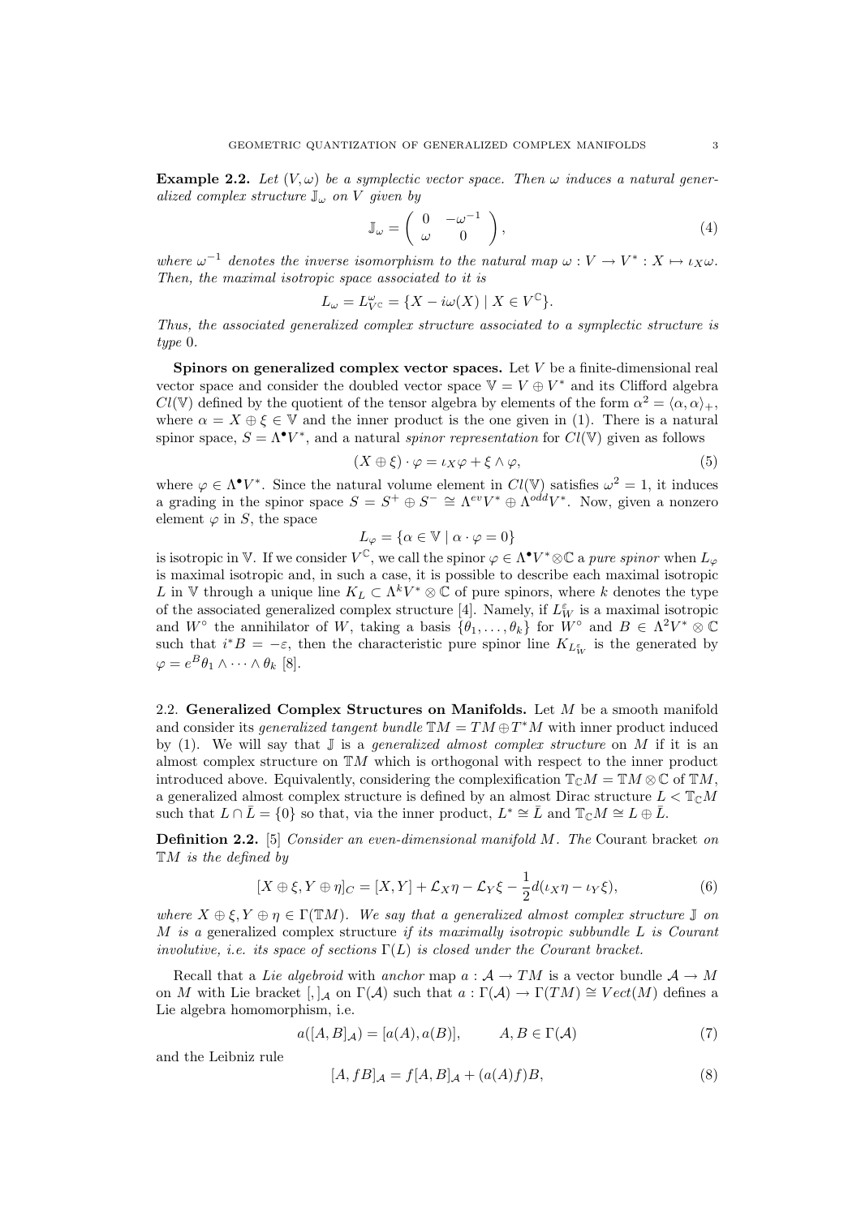**Example 2.2.** *Let $(V,\omega)$ be a symplectic vector space. Then $\omega$ induces a natural generalized complex structure $\mathbb{J}_\omega$ on $V$ given by*

$$\mathbb{J}_\omega = \begin{pmatrix} 0 & -\omega^{-1} \\ \omega & 0 \end{pmatrix}, \tag{4}$$

*where $\omega^{-1}$ denotes the inverse isomorphism to the natural map $\omega : V \to V^* : X \mapsto \iota_X \omega$. Then, the maximal isotropic space associated to it is*

$$L_\omega = L^{\omega}_{V^{\mathbb{C}}} = \{X - i\omega(X) \mid X \in V^{\mathbb{C}}\}.$$

*Thus, the associated generalized complex structure associated to a symplectic structure is type* 0.

**Spinors on generalized complex vector spaces.** Let $V$ be a finite-dimensional real vector space and consider the doubled vector space $\mathbb{V} = V \oplus V^*$ and its Clifford algebra $Cl(\mathbb{V})$ defined by the quotient of the tensor algebra by elements of the form $\alpha^2 = \langle \alpha, \alpha \rangle_+$, where $\alpha = X \oplus \xi \in \mathbb{V}$ and the inner product is the one given in (1). There is a natural spinor space, $S = \Lambda^\bullet V^*$, and a natural *spinor representation* for $Cl(\mathbb{V})$ given as follows

$$(X \oplus \xi) \cdot \varphi = \iota_X \varphi + \xi \wedge \varphi, \tag{5}$$

where $\varphi \in \Lambda^\bullet V^*$. Since the natural volume element in $Cl(\mathbb{V})$ satisfies $\omega^2 = 1$, it induces a grading in the spinor space $S = S^+ \oplus S^- \cong \Lambda^{ev} V^* \oplus \Lambda^{odd} V^*$. Now, given a nonzero element $\varphi$ in $S$, the space

$$L_\varphi = \{\alpha \in \mathbb{V} \mid \alpha \cdot \varphi = 0\}$$

is isotropic in $\mathbb{V}$. If we consider $V^{\mathbb{C}}$, we call the spinor $\varphi \in \Lambda^\bullet V^* \otimes \mathbb{C}$ a *pure spinor* when $L_\varphi$ is maximal isotropic and, in such a case, it is possible to describe each maximal isotropic $L$ in $\mathbb{V}$ through a unique line $K_L \subset \Lambda^k V^* \otimes \mathbb{C}$ of pure spinors, where $k$ denotes the type of the associated generalized complex structure [4]. Namely, if $L^\varepsilon_W$ is a maximal isotropic and $W^\circ$ the annihilator of $W$, taking a basis $\{\theta_1, \ldots, \theta_k\}$ for $W^\circ$ and $B \in \Lambda^2 V^* \otimes \mathbb{C}$ such that $i^* B = -\varepsilon$, then the characteristic pure spinor line $K_{L^\varepsilon_W}$ is the generated by $\varphi = e^B \theta_1 \wedge \cdots \wedge \theta_k$ [8].

## 2.2. Generalized Complex Structures on Manifolds.

Let $M$ be a smooth manifold and consider its *generalized tangent bundle* $\mathbb{T}M = TM \oplus T^*M$ with inner product induced by (1). We will say that $\mathbb{J}$ is a *generalized almost complex structure* on $M$ if it is an almost complex structure on $\mathbb{T}M$ which is orthogonal with respect to the inner product introduced above. Equivalently, considering the complexification $\mathbb{T}_{\mathbb{C}}M = \mathbb{T}M \otimes \mathbb{C}$ of $\mathbb{T}M$, a generalized almost complex structure is defined by an almost Dirac structure $L < \mathbb{T}_{\mathbb{C}}M$ such that $L \cap \bar{L} = \{0\}$ so that, via the inner product, $L^* \cong \bar{L}$ and $\mathbb{T}_{\mathbb{C}}M \cong L \oplus \bar{L}$.

**Definition 2.2.** [5] *Consider an even-dimensional manifold $M$. The* Courant bracket *on $\mathbb{T}M$ is the defined by*

$$[X \oplus \xi, Y \oplus \eta]_C = [X, Y] + \mathcal{L}_X \eta - \mathcal{L}_Y \xi - \frac{1}{2} d(\iota_X \eta - \iota_Y \xi), \tag{6}$$

*where $X \oplus \xi, Y \oplus \eta \in \Gamma(\mathbb{T}M)$. We say that a generalized almost complex structure $\mathbb{J}$ on $M$ is a* generalized complex structure *if its maximally isotropic subbundle $L$ is Courant involutive, i.e. its space of sections $\Gamma(L)$ is closed under the Courant bracket.*

Recall that a *Lie algebroid* with *anchor* map $a : \mathcal{A} \to TM$ is a vector bundle $\mathcal{A} \to M$ on $M$ with Lie bracket $[,]_{\mathcal{A}}$ on $\Gamma(\mathcal{A})$ such that $a : \Gamma(\mathcal{A}) \to \Gamma(TM) \cong Vect(M)$ defines a Lie algebra homomorphism, i.e.

$$a([A, B]_{\mathcal{A}}) = [a(A), a(B)], \qquad A, B \in \Gamma(\mathcal{A}) \tag{7}$$

and the Leibniz rule

$$[A, fB]_{\mathcal{A}} = f[A, B]_{\mathcal{A}} + (a(A)f)B, \tag{8}$$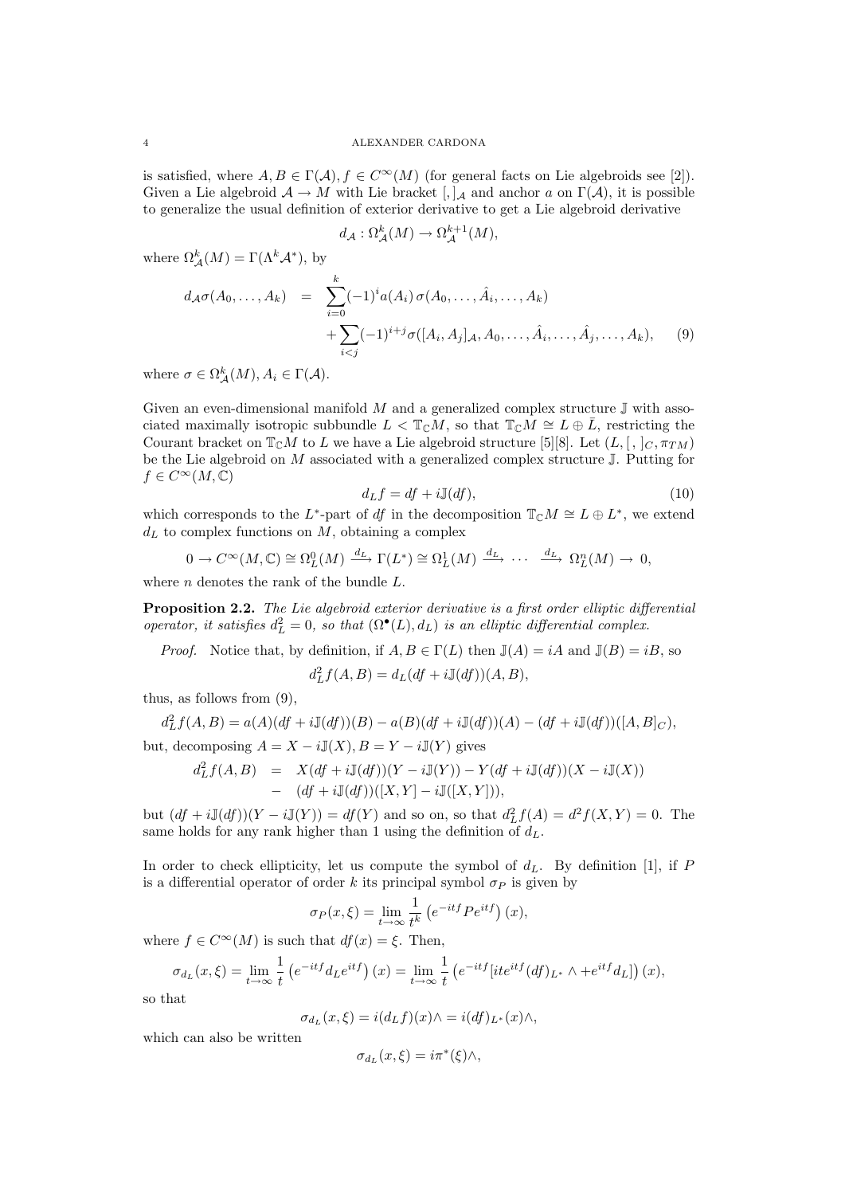is satisfied, where $A, B \in \Gamma(\mathcal{A}), f \in C^\infty(M)$ (for general facts on Lie algebroids see [2]). Given a Lie algebroid $\mathcal{A} \to M$ with Lie bracket $[,]_\mathcal{A}$ and anchor $a$ on $\Gamma(\mathcal{A})$, it is possible to generalize the usual definition of exterior derivative to get a Lie algebroid derivative

$$d_\mathcal{A} : \Omega^k_\mathcal{A}(M) \to \Omega^{k+1}_\mathcal{A}(M),$$

where $\Omega^k_\mathcal{A}(M) = \Gamma(\Lambda^k \mathcal{A}^*)$, by

$$\begin{aligned} d_\mathcal{A}\sigma(A_0, \ldots, A_k) &= \sum_{i=0}^{k} (-1)^i a(A_i)\, \sigma(A_0, \ldots, \hat{A}_i, \ldots, A_k) \\ &\quad + \sum_{i<j} (-1)^{i+j} \sigma([A_i, A_j]_\mathcal{A}, A_0, \ldots, \hat{A}_i, \ldots, \hat{A}_j, \ldots, A_k), \qquad (9) \end{aligned}$$

where $\sigma \in \Omega^k_\mathcal{A}(M), A_i \in \Gamma(\mathcal{A})$.

Given an even-dimensional manifold $M$ and a generalized complex structure $\mathbb{J}$ with associated maximally isotropic subbundle $L < \mathbb{T}_\mathbb{C}M$, so that $\mathbb{T}_\mathbb{C}M \cong L \oplus \bar{L}$, restricting the Courant bracket on $\mathbb{T}_\mathbb{C}M$ to $L$ we have a Lie algebroid structure [5][8]. Let $(L, [\,,\,]_C, \pi_{TM})$ be the Lie algebroid on $M$ associated with a generalized complex structure $\mathbb{J}$. Putting for $f \in C^\infty(M, \mathbb{C})$

$$d_L f = df + i\mathbb{J}(df), \qquad (10)$$

which corresponds to the $L^*$-part of $df$ in the decomposition $\mathbb{T}_\mathbb{C}M \cong L \oplus L^*$, we extend $d_L$ to complex functions on $M$, obtaining a complex

$$0 \to C^\infty(M, \mathbb{C}) \cong \Omega^0_L(M) \xrightarrow{d_L} \Gamma(L^*) \cong \Omega^1_L(M) \xrightarrow{d_L} \cdots \xrightarrow{d_L} \Omega^n_L(M) \to 0,$$

where $n$ denotes the rank of the bundle $L$.

**Proposition 2.2.** *The Lie algebroid exterior derivative is a first order elliptic differential operator, it satisfies $d_L^2 = 0$, so that $(\Omega^\bullet(L), d_L)$ is an elliptic differential complex.*

*Proof.* Notice that, by definition, if $A, B \in \Gamma(L)$ then $\mathbb{J}(A) = iA$ and $\mathbb{J}(B) = iB$, so

$$d_L^2 f(A, B) = d_L(df + i\mathbb{J}(df))(A, B),$$

thus, as follows from (9),

$$d_L^2 f(A, B) = a(A)(df + i\mathbb{J}(df))(B) - a(B)(df + i\mathbb{J}(df))(A) - (df + i\mathbb{J}(df))([A, B]_C),$$

but, decomposing $A = X - i\mathbb{J}(X), B = Y - i\mathbb{J}(Y)$ gives

$$\begin{aligned} d_L^2 f(A, B) &= X(df + i\mathbb{J}(df))(Y - i\mathbb{J}(Y)) - Y(df + i\mathbb{J}(df))(X - i\mathbb{J}(X)) \\ &- (df + i\mathbb{J}(df))([X, Y] - i\mathbb{J}([X, Y])), \end{aligned}$$

but $(df + i\mathbb{J}(df))(Y - i\mathbb{J}(Y)) = df(Y)$ and so on, so that $d_L^2 f(A) = d^2 f(X, Y) = 0$. The same holds for any rank higher than 1 using the definition of $d_L$.

In order to check ellipticity, let us compute the symbol of $d_L$. By definition [1], if $P$ is a differential operator of order $k$ its principal symbol $\sigma_P$ is given by

$$\sigma_P(x, \xi) = \lim_{t \to \infty} \frac{1}{t^k} \left( e^{-itf} P e^{itf} \right)(x),$$

where $f \in C^\infty(M)$ is such that $df(x) = \xi$. Then,

$$\sigma_{d_L}(x, \xi) = \lim_{t \to \infty} \frac{1}{t} \left( e^{-itf} d_L e^{itf} \right)(x) = \lim_{t \to \infty} \frac{1}{t} \left( e^{-itf} [ite^{itf} (df)_{L^*} \wedge + e^{itf} d_L] \right)(x),$$

so that

$$\sigma_{d_L}(x, \xi) = i(d_L f)(x) \wedge = i(df)_{L^*}(x) \wedge,$$

which can also be written

$$\sigma_{d_L}(x, \xi) = i\pi^*(\xi) \wedge,$$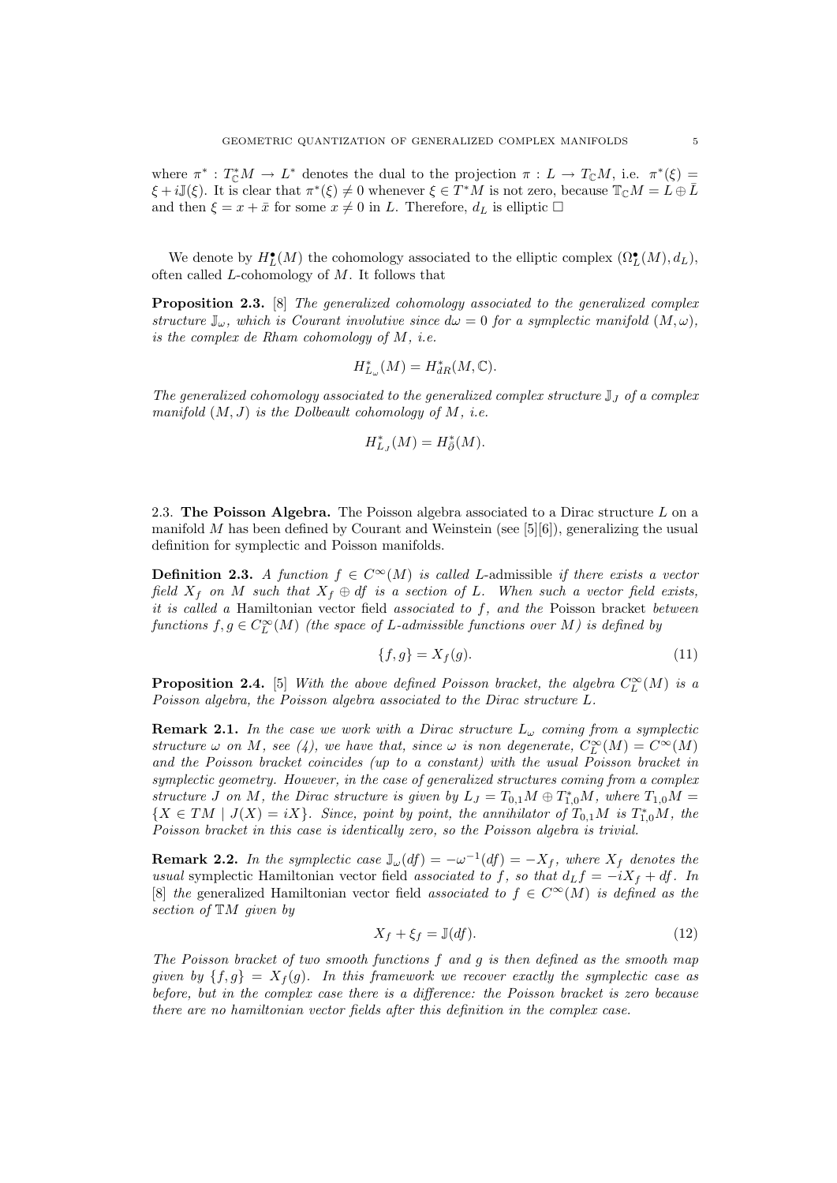where $\pi^* : T^*_{\mathbb{C}}M \to L^*$ denotes the dual to the projection $\pi : L \to T_{\mathbb{C}}M$, i.e. $\pi^*(\xi) = \xi + i\mathbb{J}(\xi)$. It is clear that $\pi^*(\xi) \neq 0$ whenever $\xi \in T^*M$ is not zero, because $\mathbb{T}_{\mathbb{C}}M = L \oplus \bar{L}$ and then $\xi = x + \bar{x}$ for some $x \neq 0$ in $L$. Therefore, $d_L$ is elliptic $\square$

We denote by $H^\bullet_L(M)$ the cohomology associated to the elliptic complex $(\Omega^\bullet_L(M), d_L)$, often called $L$-cohomology of $M$. It follows that

**Proposition 2.3.** [8] *The generalized cohomology associated to the generalized complex structure $\mathbb{J}_\omega$, which is Courant involutive since $d\omega = 0$ for a symplectic manifold $(M, \omega)$, is the complex de Rham cohomology of $M$, i.e.*

$$H^*_{L_\omega}(M) = H^*_{dR}(M, \mathbb{C}).$$

*The generalized cohomology associated to the generalized complex structure $\mathbb{J}_J$ of a complex manifold $(M, J)$ is the Dolbeault cohomology of $M$, i.e.*

$$H^*_{L_J}(M) = H^*_{\bar{\partial}}(M).$$

2.3. **The Poisson Algebra.** The Poisson algebra associated to a Dirac structure $L$ on a manifold $M$ has been defined by Courant and Weinstein (see [5][6]), generalizing the usual definition for symplectic and Poisson manifolds.

**Definition 2.3.** *A function $f \in C^\infty(M)$ is called* $L$-admissible *if there exists a vector field $X_f$ on $M$ such that $X_f \oplus df$ is a section of $L$. When such a vector field exists, it is called a* Hamiltonian vector field *associated to $f$, and the* Poisson bracket *between functions $f, g \in C^\infty_L(M)$ (the space of $L$-admissible functions over $M$) is defined by*

$$\{f, g\} = X_f(g). \tag{11}$$

**Proposition 2.4.** [5] *With the above defined Poisson bracket, the algebra $C^\infty_L(M)$ is a Poisson algebra, the Poisson algebra associated to the Dirac structure $L$.*

**Remark 2.1.** *In the case we work with a Dirac structure $L_\omega$ coming from a symplectic structure $\omega$ on $M$, see (4), we have that, since $\omega$ is non degenerate, $C^\infty_L(M) = C^\infty(M)$ and the Poisson bracket coincides (up to a constant) with the usual Poisson bracket in symplectic geometry. However, in the case of generalized structures coming from a complex structure $J$ on $M$, the Dirac structure is given by $L_J = T_{0,1}M \oplus T^*_{1,0}M$, where $T_{1,0}M = \{X \in TM \mid J(X) = iX\}$. Since, point by point, the annihilator of $T_{0,1}M$ is $T^*_{1,0}M$, the Poisson bracket in this case is identically zero, so the Poisson algebra is trivial.*

**Remark 2.2.** *In the symplectic case $\mathbb{J}_\omega(df) = -\omega^{-1}(df) = -X_f$, where $X_f$ denotes the* usual *symplectic Hamiltonian vector field associated to $f$, so that $d_L f = -iX_f + df$. In* [8] *the* generalized Hamiltonian vector field *associated to $f \in C^\infty(M)$ is defined as the section of $\mathbb{T}M$ given by*

$$X_f + \xi_f = \mathbb{J}(df). \tag{12}$$

*The Poisson bracket of two smooth functions $f$ and $g$ is then defined as the smooth map given by $\{f, g\} = X_f(g)$. In this framework we recover exactly the symplectic case as before, but in the complex case there is a difference: the Poisson bracket is zero because there are no hamiltonian vector fields after this definition in the complex case.*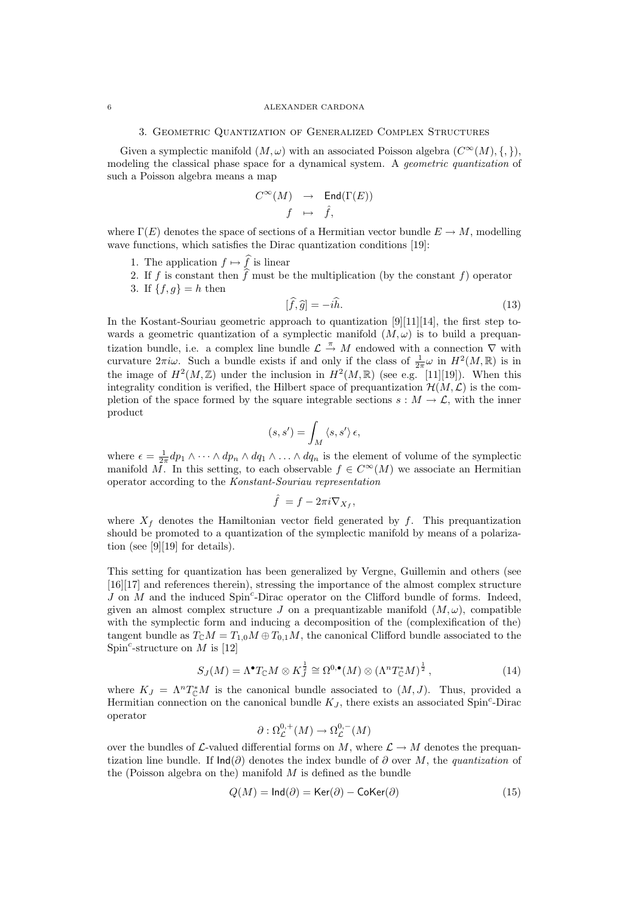## 3. Geometric Quantization of Generalized Complex Structures

Given a symplectic manifold $(M, \omega)$ with an associated Poisson algebra $(C^\infty(M), \{,\})$, modeling the classical phase space for a dynamical system. A *geometric quantization* of such a Poisson algebra means a map

$$\begin{array}{rcl} C^\infty(M) & \to & \mathsf{End}(\Gamma(E)) \\ f & \mapsto & \hat{f}, \end{array}$$

where $\Gamma(E)$ denotes the space of sections of a Hermitian vector bundle $E \to M$, modelling wave functions, which satisfies the Dirac quantization conditions [19]:

1. The application $f \mapsto \widehat{f}$ is linear
2. If $f$ is constant then $\widehat{f}$ must be the multiplication (by the constant $f$) operator
3. If $\{f, g\} = h$ then

$$[\widehat{f}, \widehat{g}] = -i\widehat{h}. \tag{13}$$

In the Kostant-Souriau geometric approach to quantization [9][11][14], the first step towards a geometric quantization of a symplectic manifold $(M, \omega)$ is to build a prequantization bundle, i.e. a complex line bundle $\mathcal{L} \xrightarrow{\pi} M$ endowed with a connection $\nabla$ with curvature $2\pi i\omega$. Such a bundle exists if and only if the class of $\frac{1}{2\pi}\omega$ in $H^2(M, \mathbb{R})$ is in the image of $H^2(M, \mathbb{Z})$ under the inclusion in $H^2(M, \mathbb{R})$ (see e.g. [11][19]). When this integrality condition is verified, the Hilbert space of prequantization $\mathcal{H}(M, \mathcal{L})$ is the completion of the space formed by the square integrable sections $s : M \to \mathcal{L}$, with the inner product

$$(s, s') = \int_M \langle s, s' \rangle \, \epsilon,$$

where $\epsilon = \frac{1}{2\pi} dp_1 \wedge \cdots \wedge dp_n \wedge dq_1 \wedge \ldots \wedge dq_n$ is the element of volume of the symplectic manifold $M$. In this setting, to each observable $f \in C^\infty(M)$ we associate an Hermitian operator according to the *Konstant-Souriau representation*

$$\hat{f} \; = f - 2\pi i \nabla_{X_f},$$

where $X_f$ denotes the Hamiltonian vector field generated by $f$. This prequantization should be promoted to a quantization of the symplectic manifold by means of a polarization (see [9][19] for details).

This setting for quantization has been generalized by Vergne, Guillemin and others (see [16][17] and references therein), stressing the importance of the almost complex structure $J$ on $M$ and the induced Spin$^c$-Dirac operator on the Clifford bundle of forms. Indeed, given an almost complex structure $J$ on a prequantizable manifold $(M, \omega)$, compatible with the symplectic form and inducing a decomposition of the (complexification of the) tangent bundle as $T_\mathbb{C}M = T_{1,0}M \oplus T_{0,1}M$, the canonical Clifford bundle associated to the Spin$^c$-structure on $M$ is [12]

$$S_J(M) = \Lambda^\bullet T_\mathbb{C}M \otimes K_J^{\frac{1}{2}} \cong \Omega^{0,\bullet}(M) \otimes (\Lambda^n T^*_\mathbb{C}M)^{\frac{1}{2}}, \tag{14}$$

where $K_J = \Lambda^n T^*_\mathbb{C}M$ is the canonical bundle associated to $(M, J)$. Thus, provided a Hermitian connection on the canonical bundle $K_J$, there exists an associated Spin$^c$-Dirac operator

$$\partial : \Omega^{0,+}_\mathcal{L}(M) \to \Omega^{0,-}_\mathcal{L}(M)$$

over the bundles of $\mathcal{L}$-valued differential forms on $M$, where $\mathcal{L} \to M$ denotes the prequantization line bundle. If $\mathsf{Ind}(\partial)$ denotes the index bundle of $\partial$ over $M$, the *quantization* of the (Poisson algebra on the) manifold $M$ is defined as the bundle

$$Q(M) = \mathsf{Ind}(\partial) = \mathsf{Ker}(\partial) - \mathsf{CoKer}(\partial) \tag{15}$$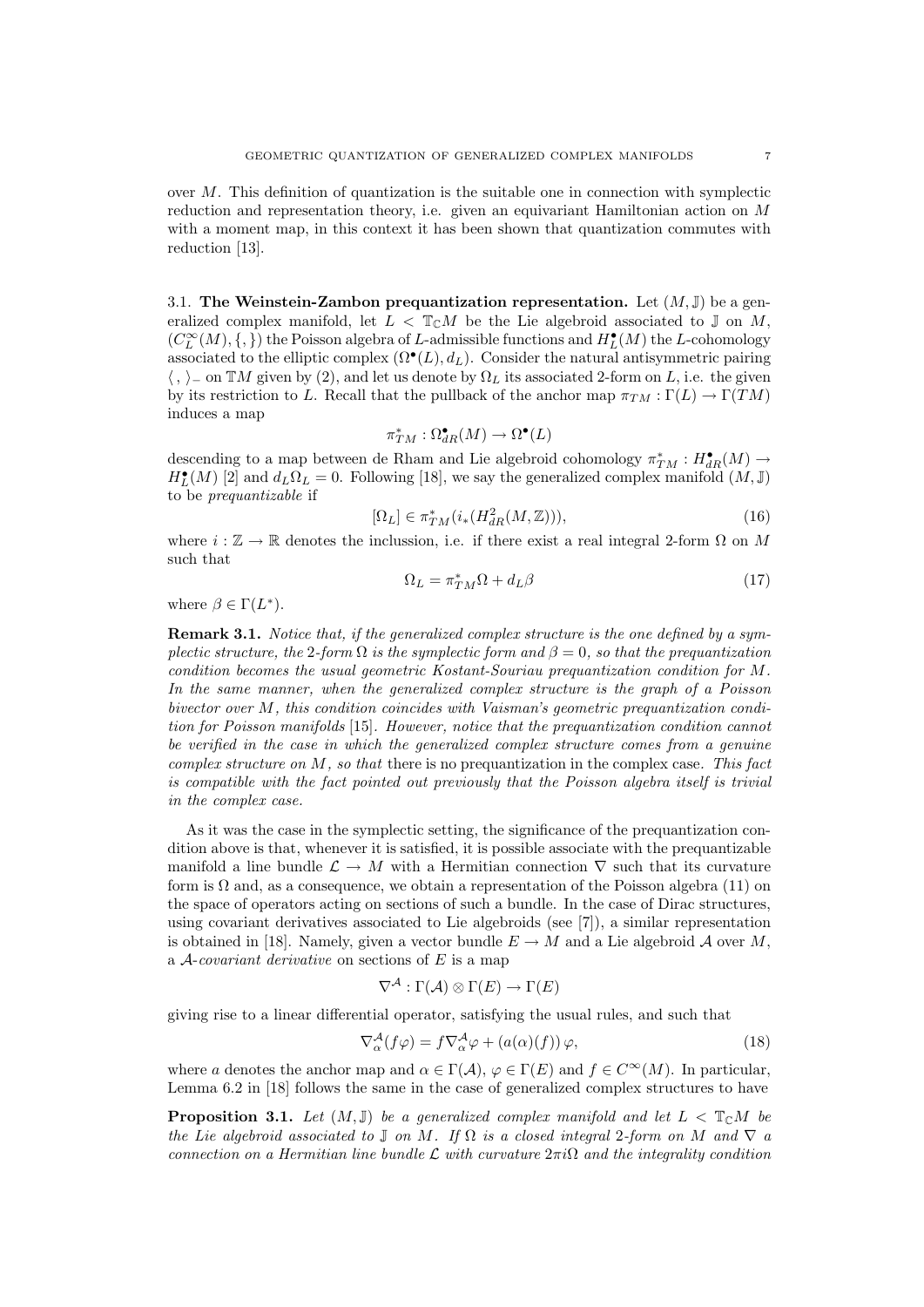over $M$. This definition of quantization is the suitable one in connection with symplectic reduction and representation theory, i.e. given an equivariant Hamiltonian action on $M$ with a moment map, in this context it has been shown that quantization commutes with reduction [13].

### 3.1. The Weinstein-Zambon prequantization representation.

Let $(M, \mathbb{J})$ be a generalized complex manifold, let $L < \mathbb{T}_{\mathbb{C}}M$ be the Lie algebroid associated to $\mathbb{J}$ on $M$, $(C^\infty_L(M), \{,\})$ the Poisson algebra of $L$-admissible functions and $H^\bullet_L(M)$ the $L$-cohomology associated to the elliptic complex $(\Omega^\bullet(L), d_L)$. Consider the natural antisymmetric pairing $\langle\, ,\, \rangle_-$ on $\mathbb{T}M$ given by (2), and let us denote by $\Omega_L$ its associated 2-form on $L$, i.e. the given by its restriction to $L$. Recall that the pullback of the anchor map $\pi_{TM} : \Gamma(L) \to \Gamma(TM)$ induces a map

$$\pi^*_{TM} : \Omega^\bullet_{dR}(M) \to \Omega^\bullet(L)$$

descending to a map between de Rham and Lie algebroid cohomology $\pi^*_{TM} : H^\bullet_{dR}(M) \to H^\bullet_L(M)$ [2] and $d_L\Omega_L = 0$. Following [18], we say the generalized complex manifold $(M, \mathbb{J})$ to be *prequantizable* if

$$[\Omega_L] \in \pi^*_{TM}(i_*(H^2_{dR}(M, \mathbb{Z}))), \tag{16}$$

where $i : \mathbb{Z} \to \mathbb{R}$ denotes the inclussion, i.e. if there exist a real integral 2-form $\Omega$ on $M$ such that

$$\Omega_L = \pi^*_{TM}\Omega + d_L\beta \tag{17}$$

where $\beta \in \Gamma(L^*)$.

**Remark 3.1.** *Notice that, if the generalized complex structure is the one defined by a symplectic structure, the 2-form $\Omega$ is the symplectic form and $\beta = 0$, so that the prequantization condition becomes the usual geometric Kostant-Souriau prequantization condition for $M$. In the same manner, when the generalized complex structure is the graph of a Poisson bivector over $M$, this condition coincides with Vaisman's geometric prequantization condition for Poisson manifolds* [15]. *However, notice that the prequantization condition cannot be verified in the case in which the generalized complex structure comes from a genuine complex structure on $M$, so that* there is no prequantization in the complex case. *This fact is compatible with the fact pointed out previously that the Poisson algebra itself is trivial in the complex case.*

As it was the case in the symplectic setting, the significance of the prequantization condition above is that, whenever it is satisfied, it is possible associate with the prequantizable manifold a line bundle $\mathcal{L} \to M$ with a Hermitian connection $\nabla$ such that its curvature form is $\Omega$ and, as a consequence, we obtain a representation of the Poisson algebra (11) on the space of operators acting on sections of such a bundle. In the case of Dirac structures, using covariant derivatives associated to Lie algebroids (see [7]), a similar representation is obtained in [18]. Namely, given a vector bundle $E \to M$ and a Lie algebroid $\mathcal{A}$ over $M$, a $\mathcal{A}$-*covariant derivative* on sections of $E$ is a map

$$\nabla^{\mathcal{A}} : \Gamma(\mathcal{A}) \otimes \Gamma(E) \to \Gamma(E)$$

giving rise to a linear differential operator, satisfying the usual rules, and such that

$$\nabla^{\mathcal{A}}_\alpha(f\varphi) = f\nabla^{\mathcal{A}}_\alpha\varphi + (a(\alpha)(f))\,\varphi, \tag{18}$$

where $a$ denotes the anchor map and $\alpha \in \Gamma(\mathcal{A})$, $\varphi \in \Gamma(E)$ and $f \in C^\infty(M)$. In particular, Lemma 6.2 in [18] follows the same in the case of generalized complex structures to have

**Proposition 3.1.** *Let $(M, \mathbb{J})$ be a generalized complex manifold and let $L < \mathbb{T}_{\mathbb{C}}M$ be the Lie algebroid associated to $\mathbb{J}$ on $M$. If $\Omega$ is a closed integral 2-form on $M$ and $\nabla$ a connection on a Hermitian line bundle $\mathcal{L}$ with curvature $2\pi i\Omega$ and the integrality condition*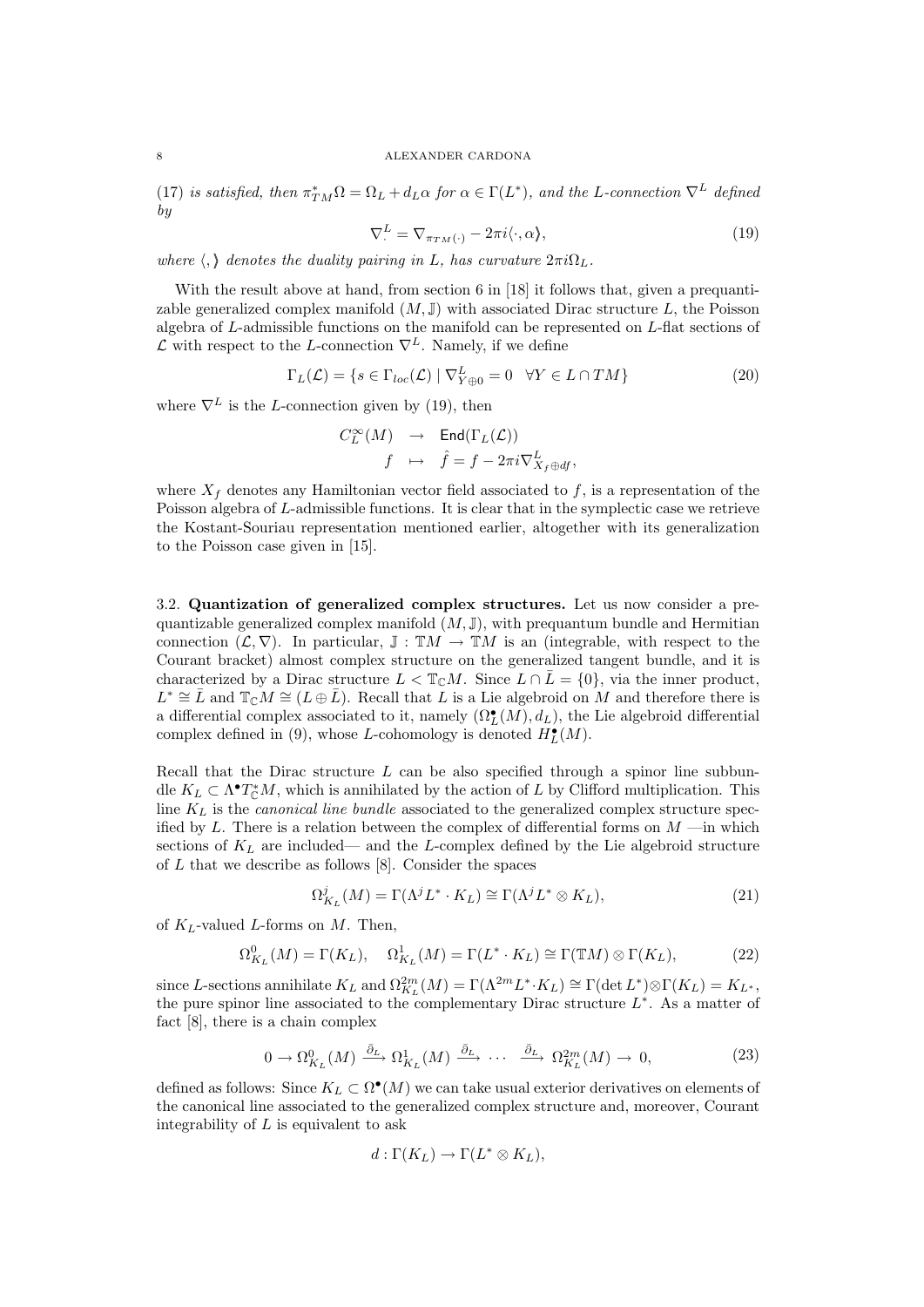(17) *is satisfied, then* $\pi_{TM}^*\Omega = \Omega_L + d_L\alpha$ *for* $\alpha \in \Gamma(L^*)$*, and the* $L$*-connection* $\nabla^L$ *defined by*

$$\nabla^L_{\cdot} = \nabla_{\pi_{TM}(\cdot)} - 2\pi i\langle \cdot, \alpha \rangle, \tag{19}$$

*where* $\langle , \rangle$ *denotes the duality pairing in* $L$*, has curvature* $2\pi i \Omega_L$*.*

With the result above at hand, from section 6 in [18] it follows that, given a prequantizable generalized complex manifold $(M, \mathbb{J})$ with associated Dirac structure $L$, the Poisson algebra of $L$-admissible functions on the manifold can be represented on $L$-flat sections of $\mathcal{L}$ with respect to the $L$-connection $\nabla^L$. Namely, if we define

$$\Gamma_L(\mathcal{L}) = \{s \in \Gamma_{loc}(\mathcal{L}) \mid \nabla^L_{Y\oplus 0} = 0 \quad \forall Y \in L \cap TM\} \tag{20}$$

where $\nabla^L$ is the $L$-connection given by (19), then

$$\begin{array}{rcl} C^\infty_L(M) & \to & \mathsf{End}(\Gamma_L(\mathcal{L})) \\ f & \mapsto & \hat{f} = f - 2\pi i \nabla^L_{X_f \oplus df}, \end{array}$$

where $X_f$ denotes any Hamiltonian vector field associated to $f$, is a representation of the Poisson algebra of $L$-admissible functions. It is clear that in the symplectic case we retrieve the Kostant-Souriau representation mentioned earlier, altogether with its generalization to the Poisson case given in [15].

### 3.2. Quantization of generalized complex structures.

Let us now consider a prequantizable generalized complex manifold $(M, \mathbb{J})$, with prequantum bundle and Hermitian connection $(\mathcal{L}, \nabla)$. In particular, $\mathbb{J} : \mathbb{T}M \to \mathbb{T}M$ is an (integrable, with respect to the Courant bracket) almost complex structure on the generalized tangent bundle, and it is characterized by a Dirac structure $L < \mathbb{T}_{\mathbb{C}}M$. Since $L \cap \bar{L} = \{0\}$, via the inner product, $L^* \cong \bar{L}$ and $\mathbb{T}_{\mathbb{C}}M \cong (L \oplus \bar{L})$. Recall that $L$ is a Lie algebroid on $M$ and therefore there is a differential complex associated to it, namely $(\Omega^\bullet_L(M), d_L)$, the Lie algebroid differential complex defined in (9), whose $L$-cohomology is denoted $H^\bullet_L(M)$.

Recall that the Dirac structure $L$ can be also specified through a spinor line subbundle $K_L \subset \Lambda^\bullet T^*_{\mathbb{C}}M$, which is annihilated by the action of $L$ by Clifford multiplication. This line $K_L$ is the *canonical line bundle* associated to the generalized complex structure specified by $L$. There is a relation between the complex of differential forms on $M$ —in which sections of $K_L$ are included— and the $L$-complex defined by the Lie algebroid structure of $L$ that we describe as follows [8]. Consider the spaces

$$\Omega^j_{K_L}(M) = \Gamma(\Lambda^j L^* \cdot K_L) \cong \Gamma(\Lambda^j L^* \otimes K_L), \tag{21}$$

of $K_L$-valued $L$-forms on $M$. Then,

$$\Omega^0_{K_L}(M) = \Gamma(K_L), \quad \Omega^1_{K_L}(M) = \Gamma(L^* \cdot K_L) \cong \Gamma(\mathbb{T}M) \otimes \Gamma(K_L), \tag{22}$$

since $L$-sections annihilate $K_L$ and $\Omega^{2m}_{K_L}(M) = \Gamma(\Lambda^{2m} L^* \cdot K_L) \cong \Gamma(\det L^*) \otimes \Gamma(K_L) = K_{L^*}$, the pure spinor line associated to the complementary Dirac structure $L^*$. As a matter of fact [8], there is a chain complex

$$0 \to \Omega^0_{K_L}(M) \xrightarrow{\bar{\partial}_L} \Omega^1_{K_L}(M) \xrightarrow{\bar{\partial}_L} \cdots \xrightarrow{\bar{\partial}_L} \Omega^{2m}_{K_L}(M) \to 0, \tag{23}$$

defined as follows: Since $K_L \subset \Omega^\bullet(M)$ we can take usual exterior derivatives on elements of the canonical line associated to the generalized complex structure and, moreover, Courant integrability of $L$ is equivalent to ask

$$d : \Gamma(K_L) \to \Gamma(L^* \otimes K_L),$$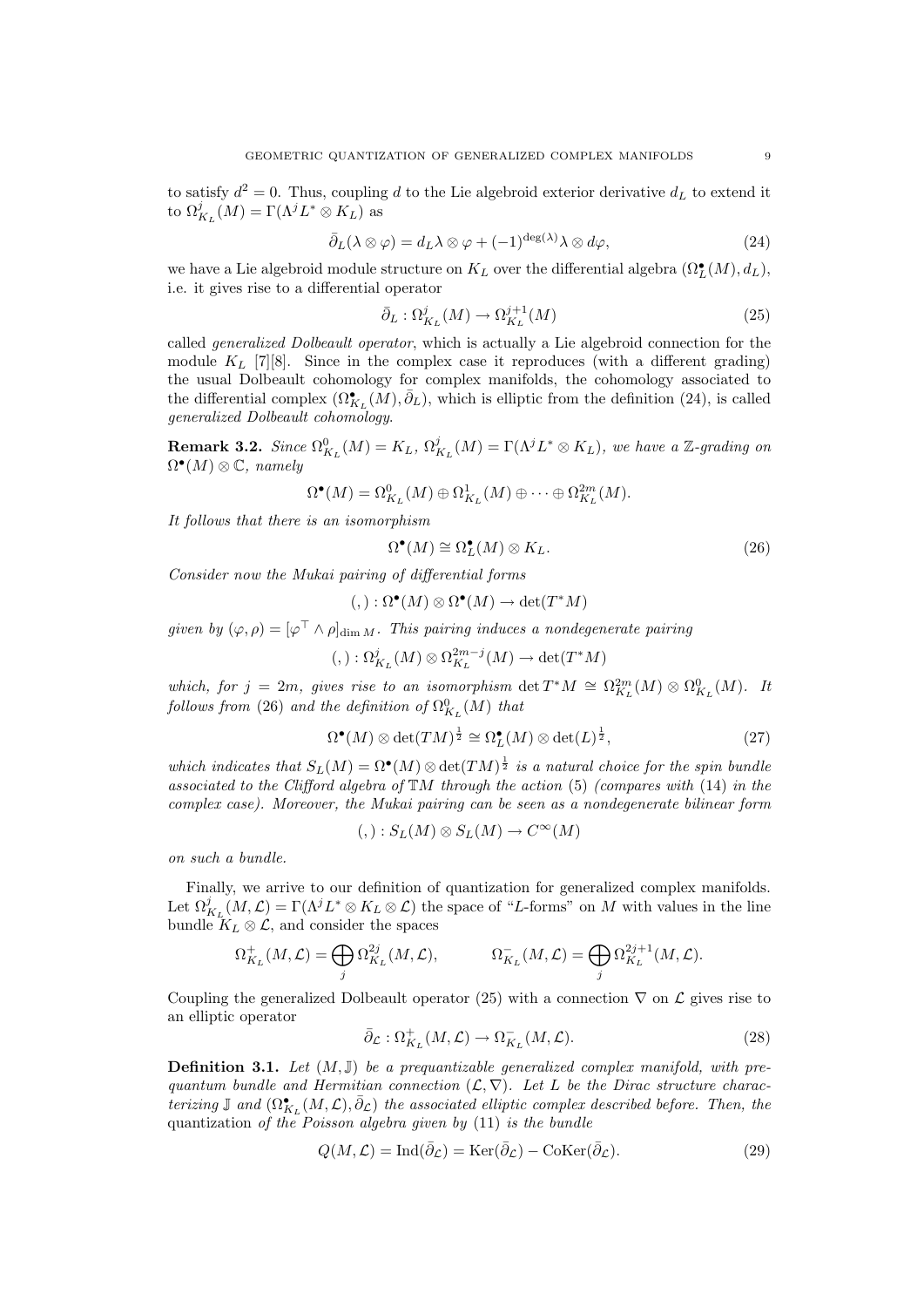to satisfy $d^2 = 0$. Thus, coupling $d$ to the Lie algebroid exterior derivative $d_L$ to extend it to $\Omega^j_{K_L}(M) = \Gamma(\Lambda^j L^* \otimes K_L)$ as

$$\bar{\partial}_L(\lambda \otimes \varphi) = d_L\lambda \otimes \varphi + (-1)^{\deg(\lambda)}\lambda \otimes d\varphi, \tag{24}$$

we have a Lie algebroid module structure on $K_L$ over the differential algebra $(\Omega^\bullet_L(M), d_L)$, i.e. it gives rise to a differential operator

$$\bar{\partial}_L : \Omega^j_{K_L}(M) \to \Omega^{j+1}_{K_L}(M) \tag{25}$$

called *generalized Dolbeault operator*, which is actually a Lie algebroid connection for the module $K_L$ [7][8]. Since in the complex case it reproduces (with a different grading) the usual Dolbeault cohomology for complex manifolds, the cohomology associated to the differential complex $(\Omega^\bullet_{K_L}(M), \bar{\partial}_L)$, which is elliptic from the definition (24), is called *generalized Dolbeault cohomology*.

**Remark 3.2.** *Since $\Omega^0_{K_L}(M) = K_L$, $\Omega^j_{K_L}(M) = \Gamma(\Lambda^j L^* \otimes K_L)$, we have a $\mathbb{Z}$-grading on $\Omega^\bullet(M) \otimes \mathbb{C}$, namely*

$$\Omega^\bullet(M) = \Omega^0_{K_L}(M) \oplus \Omega^1_{K_L}(M) \oplus \cdots \oplus \Omega^{2m}_{K_L}(M).$$

*It follows that there is an isomorphism*

$$\Omega^\bullet(M) \cong \Omega^\bullet_L(M) \otimes K_L. \tag{26}$$

*Consider now the Mukai pairing of differential forms*

$$(,) : \Omega^\bullet(M) \otimes \Omega^\bullet(M) \to \det(T^*M)$$

*given by $(\varphi, \rho) = [\varphi^\top \wedge \rho]_{\dim M}$. This pairing induces a nondegenerate pairing*

$$(,) : \Omega^j_{K_L}(M) \otimes \Omega^{2m-j}_{K_L}(M) \to \det(T^*M)$$

*which, for $j = 2m$, gives rise to an isomorphism $\det T^*M \cong \Omega^{2m}_{K_L}(M) \otimes \Omega^0_{K_L}(M)$. It follows from (26) and the definition of $\Omega^0_{K_L}(M)$ that*

$$\Omega^\bullet(M) \otimes \det(TM)^{\frac{1}{2}} \cong \Omega^\bullet_L(M) \otimes \det(L)^{\frac{1}{2}}, \tag{27}$$

*which indicates that $S_L(M) = \Omega^\bullet(M) \otimes \det(TM)^{\frac{1}{2}}$ is a natural choice for the spin bundle associated to the Clifford algebra of $\mathbb{T}M$ through the action (5) (compares with (14) in the complex case). Moreover, the Mukai pairing can be seen as a nondegenerate bilinear form*

$$(,) : S_L(M) \otimes S_L(M) \to C^\infty(M)$$

*on such a bundle.*

Finally, we arrive to our definition of quantization for generalized complex manifolds. Let $\Omega^j_{K_L}(M, \mathcal{L}) = \Gamma(\Lambda^j L^* \otimes K_L \otimes \mathcal{L})$ the space of "$L$-forms" on $M$ with values in the line bundle $K_L \otimes \mathcal{L}$, and consider the spaces

$$\Omega^+_{K_L}(M, \mathcal{L}) = \bigoplus_j \Omega^{2j}_{K_L}(M, \mathcal{L}), \qquad \Omega^-_{K_L}(M, \mathcal{L}) = \bigoplus_j \Omega^{2j+1}_{K_L}(M, \mathcal{L}).$$

Coupling the generalized Dolbeault operator (25) with a connection $\nabla$ on $\mathcal{L}$ gives rise to an elliptic operator

$$\bar{\partial}_{\mathcal{L}} : \Omega^+_{K_L}(M, \mathcal{L}) \to \Omega^-_{K_L}(M, \mathcal{L}). \tag{28}$$

**Definition 3.1.** *Let $(M, \mathbb{J})$ be a prequantizable generalized complex manifold, with prequantum bundle and Hermitian connection $(\mathcal{L}, \nabla)$. Let $L$ be the Dirac structure characterizing $\mathbb{J}$ and $(\Omega^\bullet_{K_L}(M, \mathcal{L}), \bar{\partial}_{\mathcal{L}})$ the associated elliptic complex described before. Then, the* quantization *of the Poisson algebra given by* (11) *is the bundle*

$$Q(M, \mathcal{L}) = \mathrm{Ind}(\bar{\partial}_{\mathcal{L}}) = \mathrm{Ker}(\bar{\partial}_{\mathcal{L}}) - \mathrm{CoKer}(\bar{\partial}_{\mathcal{L}}). \tag{29}$$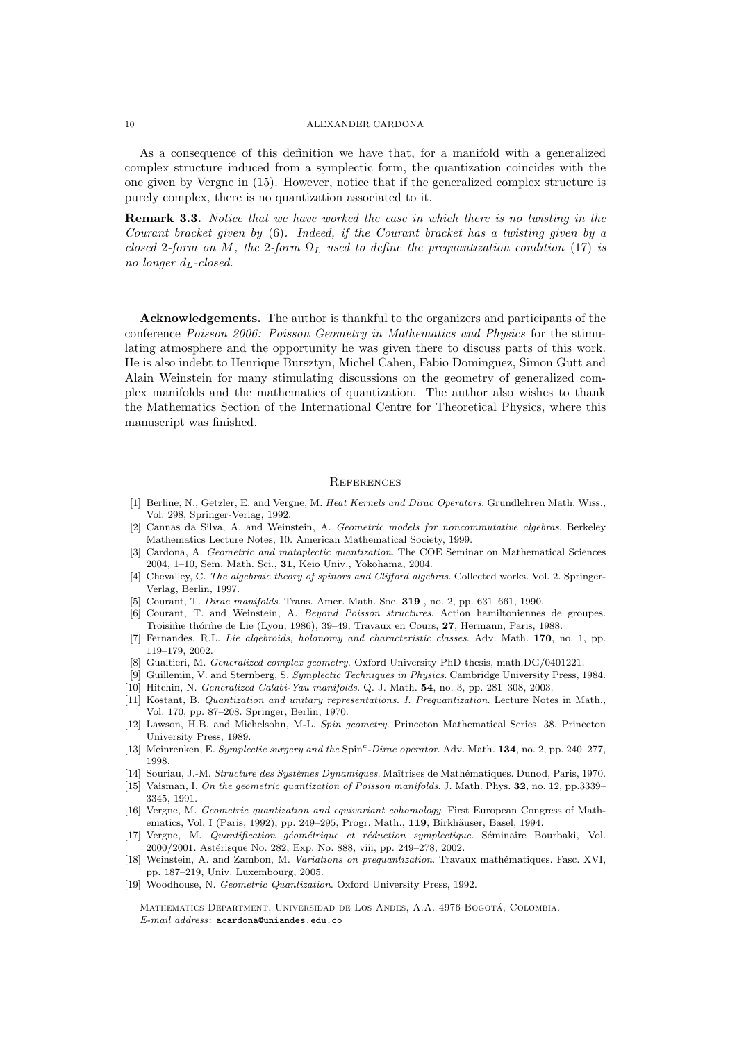As a consequence of this definition we have that, for a manifold with a generalized complex structure induced from a symplectic form, the quantization coincides with the one given by Vergne in (15). However, notice that if the generalized complex structure is purely complex, there is no quantization associated to it.

**Remark 3.3.** *Notice that we have worked the case in which there is no twisting in the Courant bracket given by* (6)*. Indeed, if the Courant bracket has a twisting given by a closed* 2*-form on* $M$*, the* 2*-form* $\Omega_L$ *used to define the prequantization condition* (17) *is no longer* $d_L$*-closed.*

**Acknowledgements.** The author is thankful to the organizers and participants of the conference *Poisson 2006: Poisson Geometry in Mathematics and Physics* for the stimulating atmosphere and the opportunity he was given there to discuss parts of this work. He is also indebt to Henrique Bursztyn, Michel Cahen, Fabio Dominguez, Simon Gutt and Alain Weinstein for many stimulating discussions on the geometry of generalized complex manifolds and the mathematics of quantization. The author also wishes to thank the Mathematics Section of the International Centre for Theoretical Physics, where this manuscript was finished.

## References

[1] Berline, N., Getzler, E. and Vergne, M. *Heat Kernels and Dirac Operators*. Grundlehren Math. Wiss., Vol. 298, Springer-Verlag, 1992.

[2] Cannas da Silva, A. and Weinstein, A. *Geometric models for noncommutative algebras*. Berkeley Mathematics Lecture Notes, 10. American Mathematical Society, 1999.

[3] Cardona, A. *Geometric and mataplectic quantization*. The COE Seminar on Mathematical Sciences 2004, 1–10, Sem. Math. Sci., **31**, Keio Univ., Yokohama, 2004.

[4] Chevalley, C. *The algebraic theory of spinors and Clifford algebras*. Collected works. Vol. 2. Springer-Verlag, Berlin, 1997.

[5] Courant, T. *Dirac manifolds*. Trans. Amer. Math. Soc. **319** , no. 2, pp. 631–661, 1990.

[6] Courant, T. and Weinstein, A. *Beyond Poisson structures*. Action hamiltoniennes de groupes. Troisim̀e thórm̀e de Lie (Lyon, 1986), 39–49, Travaux en Cours, **27**, Hermann, Paris, 1988.

[7] Fernandes, R.L. *Lie algebroids, holonomy and characteristic classes*. Adv. Math. **170**, no. 1, pp. 119–179, 2002.

[8] Gualtieri, M. *Generalized complex geometry*. Oxford University PhD thesis, math.DG/0401221.

[9] Guillemin, V. and Sternberg, S. *Symplectic Techniques in Physics*. Cambridge University Press, 1984.

[10] Hitchin, N. *Generalized Calabi-Yau manifolds*. Q. J. Math. **54**, no. 3, pp. 281–308, 2003.

[11] Kostant, B. *Quantization and unitary representations. I. Prequantization*. Lecture Notes in Math., Vol. 170, pp. 87–208. Springer, Berlin, 1970.

[12] Lawson, H.B. and Michelsohn, M-L. *Spin geometry*. Princeton Mathematical Series. 38. Princeton University Press, 1989.

[13] Meinrenken, E. *Symplectic surgery and the* Spin$^c$*-Dirac operator*. Adv. Math. **134**, no. 2, pp. 240–277, 1998.

[14] Souriau, J.-M. *Structure des Systèmes Dynamiques*. Maîtrises de Mathématiques. Dunod, Paris, 1970.

[15] Vaisman, I. *On the geometric quantization of Poisson manifolds*. J. Math. Phys. **32**, no. 12, pp.3339–3345, 1991.

[16] Vergne, M. *Geometric quantization and equivariant cohomology*. First European Congress of Mathematics, Vol. I (Paris, 1992), pp. 249–295, Progr. Math., **119**, Birkhäuser, Basel, 1994.

[17] Vergne, M. *Quantification géométrique et réduction symplectique*. Séminaire Bourbaki, Vol. 2000/2001. Astérisque No. 282, Exp. No. 888, viii, pp. 249–278, 2002.

[18] Weinstein, A. and Zambon, M. *Variations on prequantization*. Travaux mathématiques. Fasc. XVI, pp. 187–219, Univ. Luxembourg, 2005.

[19] Woodhouse, N. *Geometric Quantization*. Oxford University Press, 1992.

Mathematics Department, Universidad de Los Andes, A.A. 4976 Bogotá, Colombia.
*E-mail address*: acardona@uniandes.edu.co